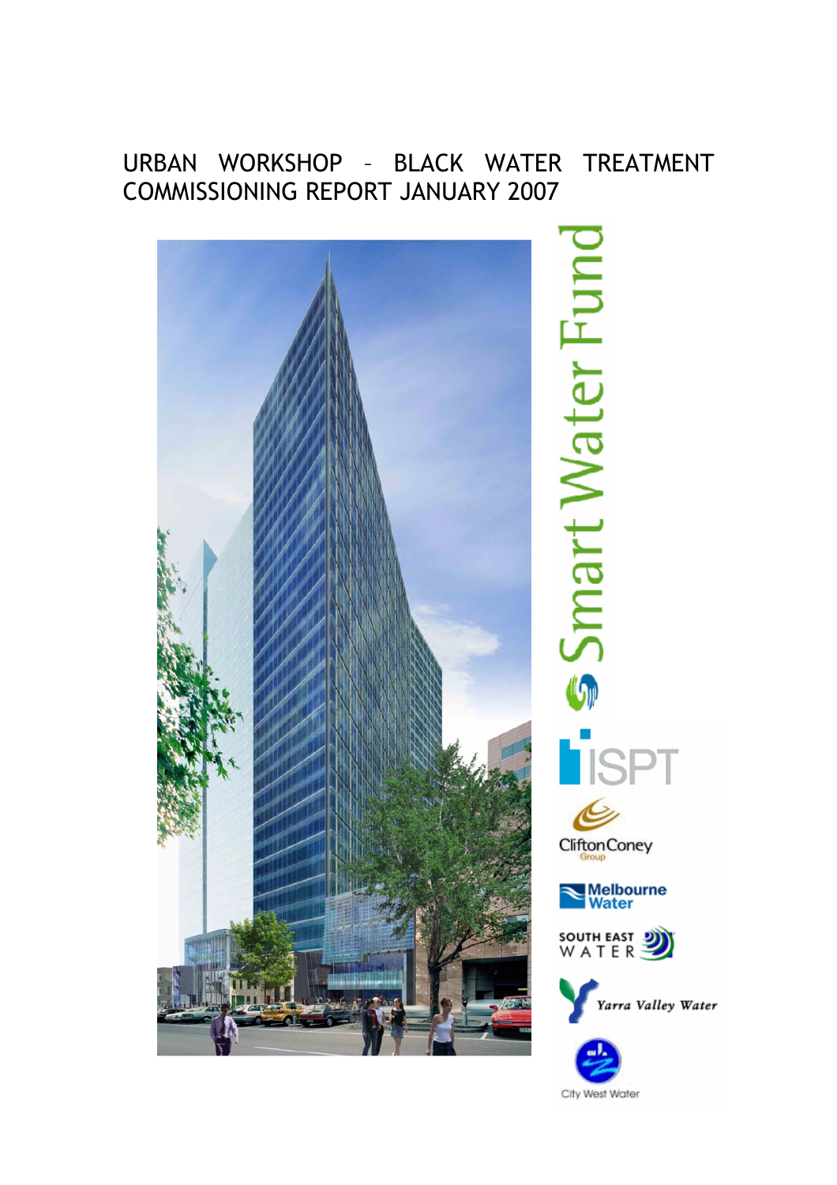# URBAN WORKSHOP – BLACK WATER TREATMENT COMMISSIONING REPORT JANUARY 2007

Smart Water Fund

ISPT

Clifton Coney Group

Melbourne Water

South East Water

Yarra Valley Water

City West Water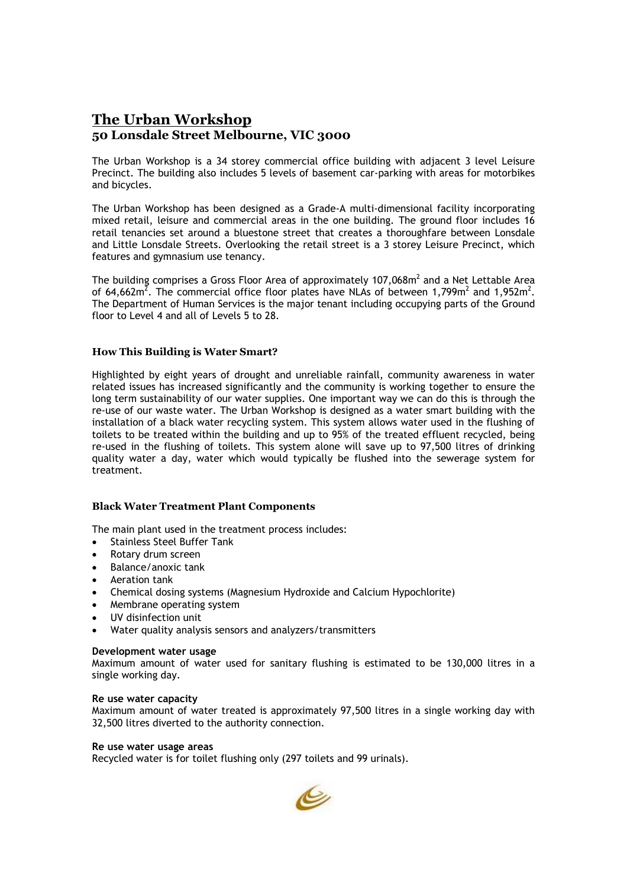# The Urban Workshop

## 50 Lonsdale Street Melbourne, VIC 3000

The Urban Workshop is a 34 storey commercial office building with adjacent 3 level Leisure Precinct. The building also includes 5 levels of basement car-parking with areas for motorbikes and bicycles.

The Urban Workshop has been designed as a Grade-A multi-dimensional facility incorporating mixed retail, leisure and commercial areas in the one building. The ground floor includes 16 retail tenancies set around a bluestone street that creates a thoroughfare between Lonsdale and Little Lonsdale Streets. Overlooking the retail street is a 3 storey Leisure Precinct, which features and gymnasium use tenancy.

The building comprises a Gross Floor Area of approximately 107,068m$^2$ and a Net Lettable Area of 64,662m$^2$. The commercial office floor plates have NLAs of between 1,799m$^2$ and 1,952m$^2$. The Department of Human Services is the major tenant including occupying parts of the Ground floor to Level 4 and all of Levels 5 to 28.

### How This Building is Water Smart?

Highlighted by eight years of drought and unreliable rainfall, community awareness in water related issues has increased significantly and the community is working together to ensure the long term sustainability of our water supplies. One important way we can do this is through the re-use of our waste water. The Urban Workshop is designed as a water smart building with the installation of a black water recycling system. This system allows water used in the flushing of toilets to be treated within the building and up to 95% of the treated effluent recycled, being re-used in the flushing of toilets. This system alone will save up to 97,500 litres of drinking quality water a day, water which would typically be flushed into the sewerage system for treatment.

### Black Water Treatment Plant Components

The main plant used in the treatment process includes:

- Stainless Steel Buffer Tank
- Rotary drum screen
- Balance/anoxic tank
- Aeration tank
- Chemical dosing systems (Magnesium Hydroxide and Calcium Hypochlorite)
- Membrane operating system
- UV disinfection unit
- Water quality analysis sensors and analyzers/transmitters

**Development water usage**
Maximum amount of water used for sanitary flushing is estimated to be 130,000 litres in a single working day.

**Re use water capacity**
Maximum amount of water treated is approximately 97,500 litres in a single working day with 32,500 litres diverted to the authority connection.

**Re use water usage areas**
Recycled water is for toilet flushing only (297 toilets and 99 urinals).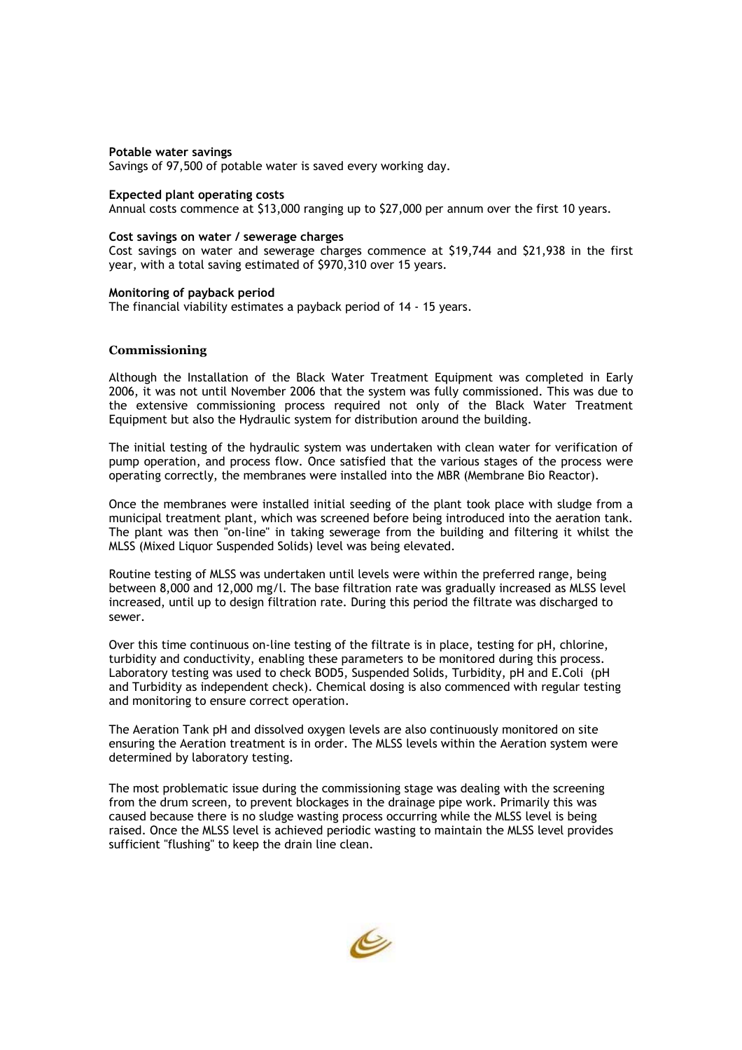**Potable water savings**
Savings of 97,500 of potable water is saved every working day.

**Expected plant operating costs**
Annual costs commence at $13,000 ranging up to $27,000 per annum over the first 10 years.

**Cost savings on water / sewerage charges**
Cost savings on water and sewerage charges commence at $19,744 and $21,938 in the first year, with a total saving estimated of $970,310 over 15 years.

**Monitoring of payback period**
The financial viability estimates a payback period of 14 - 15 years.

## Commissioning

Although the Installation of the Black Water Treatment Equipment was completed in Early 2006, it was not until November 2006 that the system was fully commissioned. This was due to the extensive commissioning process required not only of the Black Water Treatment Equipment but also the Hydraulic system for distribution around the building.

The initial testing of the hydraulic system was undertaken with clean water for verification of pump operation, and process flow. Once satisfied that the various stages of the process were operating correctly, the membranes were installed into the MBR (Membrane Bio Reactor).

Once the membranes were installed initial seeding of the plant took place with sludge from a municipal treatment plant, which was screened before being introduced into the aeration tank. The plant was then "on-line" in taking sewerage from the building and filtering it whilst the MLSS (Mixed Liquor Suspended Solids) level was being elevated.

Routine testing of MLSS was undertaken until levels were within the preferred range, being between 8,000 and 12,000 mg/l. The base filtration rate was gradually increased as MLSS level increased, until up to design filtration rate. During this period the filtrate was discharged to sewer.

Over this time continuous on-line testing of the filtrate is in place, testing for pH, chlorine, turbidity and conductivity, enabling these parameters to be monitored during this process. Laboratory testing was used to check BOD5, Suspended Solids, Turbidity, pH and E.Coli (pH and Turbidity as independent check). Chemical dosing is also commenced with regular testing and monitoring to ensure correct operation.

The Aeration Tank pH and dissolved oxygen levels are also continuously monitored on site ensuring the Aeration treatment is in order. The MLSS levels within the Aeration system were determined by laboratory testing.

The most problematic issue during the commissioning stage was dealing with the screening from the drum screen, to prevent blockages in the drainage pipe work. Primarily this was caused because there is no sludge wasting process occurring while the MLSS level is being raised. Once the MLSS level is achieved periodic wasting to maintain the MLSS level provides sufficient "flushing" to keep the drain line clean.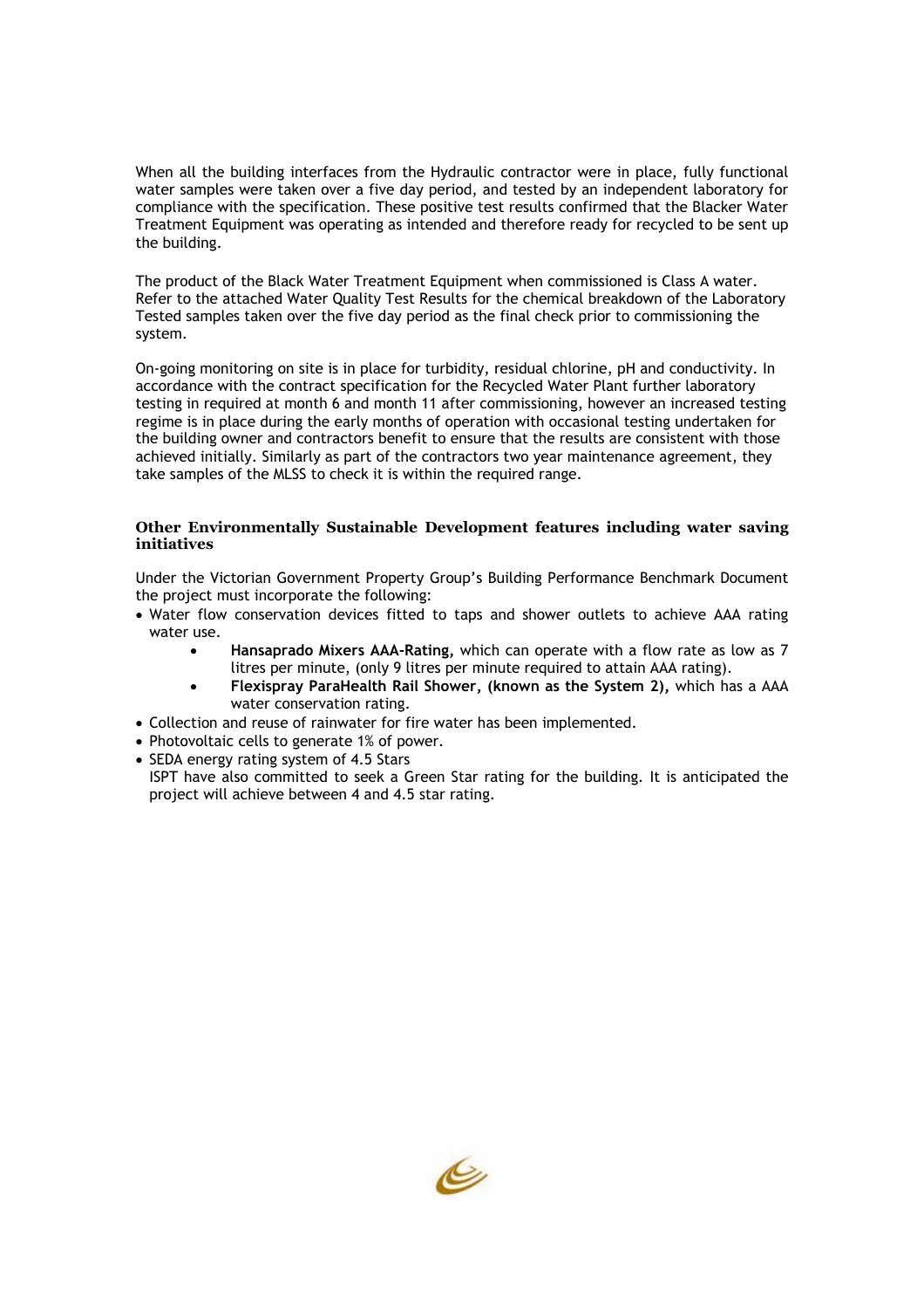When all the building interfaces from the Hydraulic contractor were in place, fully functional water samples were taken over a five day period, and tested by an independent laboratory for compliance with the specification. These positive test results confirmed that the Blacker Water Treatment Equipment was operating as intended and therefore ready for recycled to be sent up the building.

The product of the Black Water Treatment Equipment when commissioned is Class A water. Refer to the attached Water Quality Test Results for the chemical breakdown of the Laboratory Tested samples taken over the five day period as the final check prior to commissioning the system.

On-going monitoring on site is in place for turbidity, residual chlorine, pH and conductivity. In accordance with the contract specification for the Recycled Water Plant further laboratory testing in required at month 6 and month 11 after commissioning, however an increased testing regime is in place during the early months of operation with occasional testing undertaken for the building owner and contractors benefit to ensure that the results are consistent with those achieved initially. Similarly as part of the contractors two year maintenance agreement, they take samples of the MLSS to check it is within the required range.

### Other Environmentally Sustainable Development features including water saving initiatives

Under the Victorian Government Property Group's Building Performance Benchmark Document the project must incorporate the following:

- Water flow conservation devices fitted to taps and shower outlets to achieve AAA rating water use.
    - **Hansaprado Mixers AAA-Rating,** which can operate with a flow rate as low as 7 litres per minute, (only 9 litres per minute required to attain AAA rating).
    - **Flexispray ParaHealth Rail Shower, (known as the System 2),** which has a AAA water conservation rating.
- Collection and reuse of rainwater for fire water has been implemented.
- Photovoltaic cells to generate 1% of power.
- SEDA energy rating system of 4.5 Stars
  ISPT have also committed to seek a Green Star rating for the building. It is anticipated the project will achieve between 4 and 4.5 star rating.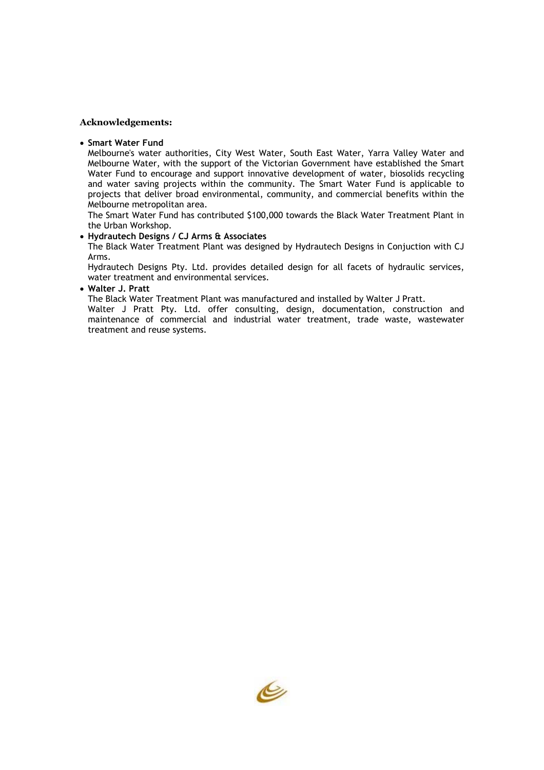**Acknowledgements:**

- **Smart Water Fund**
  Melbourne's water authorities, City West Water, South East Water, Yarra Valley Water and Melbourne Water, with the support of the Victorian Government have established the Smart Water Fund to encourage and support innovative development of water, biosolids recycling and water saving projects within the community. The Smart Water Fund is applicable to projects that deliver broad environmental, community, and commercial benefits within the Melbourne metropolitan area.
  The Smart Water Fund has contributed $100,000 towards the Black Water Treatment Plant in the Urban Workshop.
- **Hydrautech Designs / CJ Arms & Associates**
  The Black Water Treatment Plant was designed by Hydrautech Designs in Conjuction with CJ Arms.
  Hydrautech Designs Pty. Ltd. provides detailed design for all facets of hydraulic services, water treatment and environmental services.
- **Walter J. Pratt**
  The Black Water Treatment Plant was manufactured and installed by Walter J Pratt.
  Walter J Pratt Pty. Ltd. offer consulting, design, documentation, construction and maintenance of commercial and industrial water treatment, trade waste, wastewater treatment and reuse systems.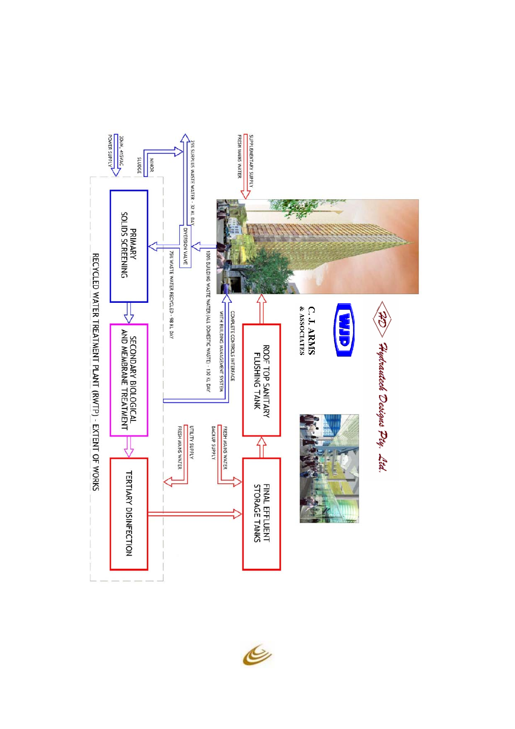# RECYCLED WATER TREATMENT PLANT (RWTP) - EXTENT OF WORKS

*Hydrautech Designs Pty. Ltd.*

WJD

C. J. ARMS & ASSOCIATES

- SUPPLEMENTARY SUPPLY FRESH MAINS WATER
- 100% BUILDING WASTE WATER (ALL DOMESTIC WASTE) - 130 KL DAY
- DIVERSION VALVE
- 25% SURPLUS WASTE WATER - 32 KL DAY
- 75% WASTE WATER RECYCLED - 98 KL DAY
- MINOR SLUDGE
- 30KW, 415VAC POWER SUPPLY
- PRIMARY SOLIDS SCREENING
- SECONDARY BIOLOGICAL AND MEMBRANE TREATMENT
- TERTIARY DISINFECTION
- FINAL EFFLUENT STORAGE TANKS
- ROOF TOP SANITARY FLUSHING TANK
- COMPLETE CONTROLS INTERFACE WITH BUILDING MANAGEMENT SYSTEM
- FRESH MAINS WATER BACKUP SUPPLY
- UTILITY SUPPLY FRESH MAINS WATER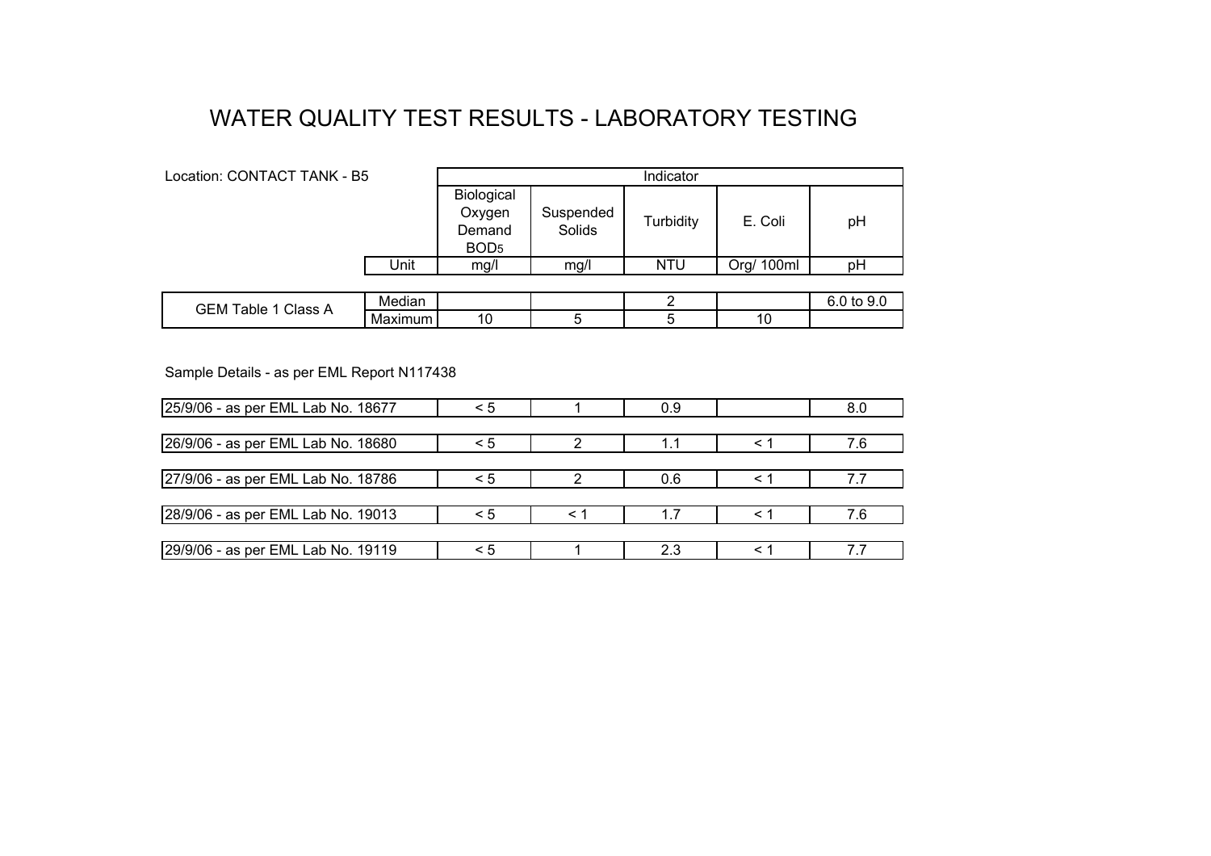# WATER QUALITY TEST RESULTS - LABORATORY TESTING

| Location: CONTACT TANK - B5 | | Indicator | | | | |
|---|---|---|---|---|---|---|
| | | Biological Oxygen Demand $BOD_5$ | Suspended Solids | Turbidity | E. Coli | pH |
| | Unit | mg/l | mg/l | NTU | Org/ 100ml | pH |
| GEM Table 1 Class A | Median | | | 2 | | 6.0 to 9.0 |
| | Maximum | 10 | 5 | 5 | 10 | |

Sample Details - as per EML Report N117438

| | | | | | |
|---|---|---|---|---|---|
| 25/9/06 - as per EML Lab No. 18677 | < 5 | 1 | 0.9 | | 8.0 |
| 26/9/06 - as per EML Lab No. 18680 | < 5 | 2 | 1.1 | < 1 | 7.6 |
| 27/9/06 - as per EML Lab No. 18786 | < 5 | 2 | 0.6 | < 1 | 7.7 |
| 28/9/06 - as per EML Lab No. 19013 | < 5 | < 1 | 1.7 | < 1 | 7.6 |
| 29/9/06 - as per EML Lab No. 19119 | < 5 | 1 | 2.3 | < 1 | 7.7 |